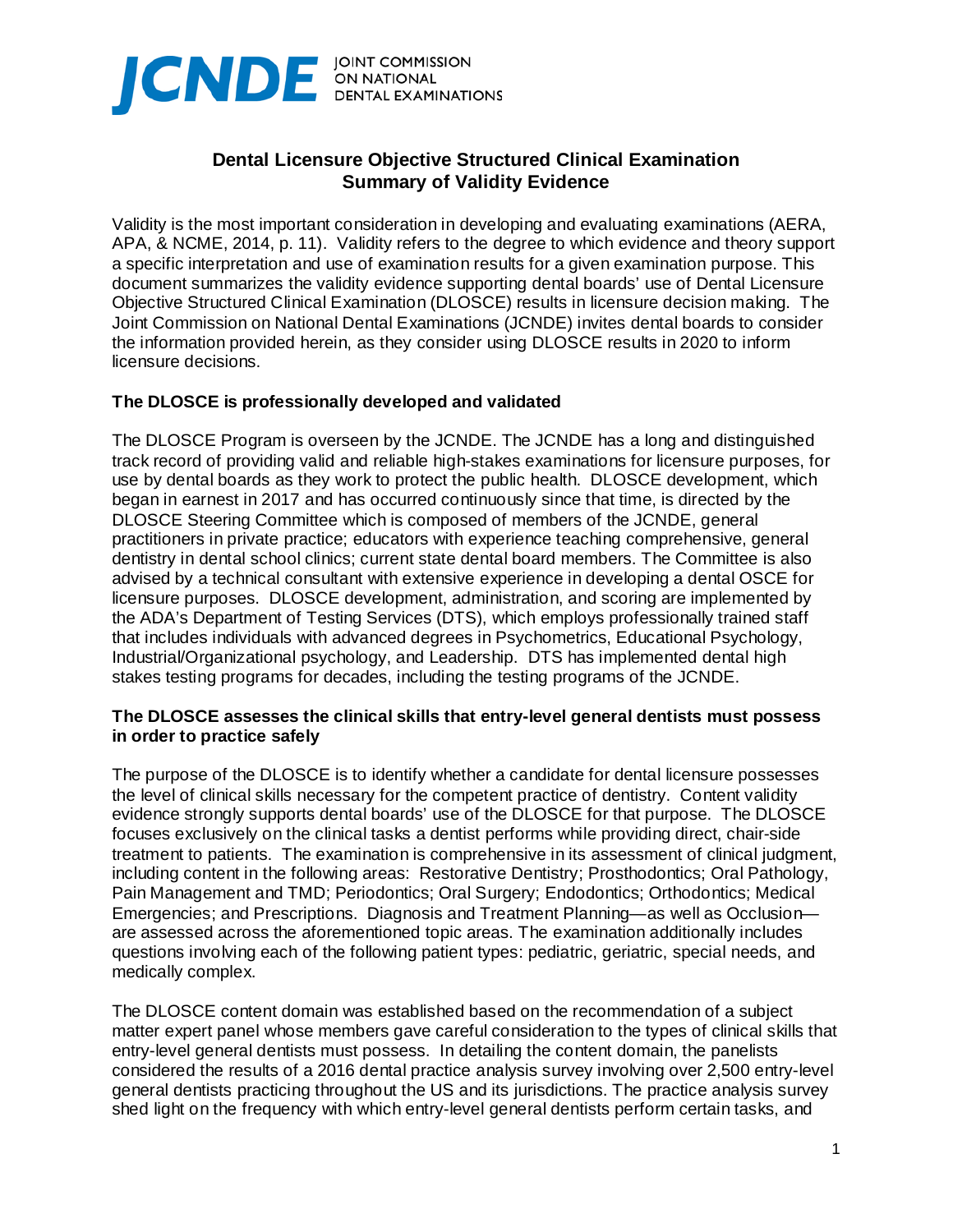JCNDE JOINT COMMISSION ON NATIONAL DENTAL EXAMINATIONS

# Dental Licensure Objective Structured Clinical Examination Summary of Validity Evidence

Validity is the most important consideration in developing and evaluating examinations (AERA, APA, & NCME, 2014, p. 11). Validity refers to the degree to which evidence and theory support a specific interpretation and use of examination results for a given examination purpose. This document summarizes the validity evidence supporting dental boards' use of Dental Licensure Objective Structured Clinical Examination (DLOSCE) results in licensure decision making. The Joint Commission on National Dental Examinations (JCNDE) invites dental boards to consider the information provided herein, as they consider using DLOSCE results in 2020 to inform licensure decisions.

## The DLOSCE is professionally developed and validated

The DLOSCE Program is overseen by the JCNDE. The JCNDE has a long and distinguished track record of providing valid and reliable high-stakes examinations for licensure purposes, for use by dental boards as they work to protect the public health. DLOSCE development, which began in earnest in 2017 and has occurred continuously since that time, is directed by the DLOSCE Steering Committee which is composed of members of the JCNDE, general practitioners in private practice; educators with experience teaching comprehensive, general dentistry in dental school clinics; current state dental board members. The Committee is also advised by a technical consultant with extensive experience in developing a dental OSCE for licensure purposes. DLOSCE development, administration, and scoring are implemented by the ADA's Department of Testing Services (DTS), which employs professionally trained staff that includes individuals with advanced degrees in Psychometrics, Educational Psychology, Industrial/Organizational psychology, and Leadership. DTS has implemented dental high stakes testing programs for decades, including the testing programs of the JCNDE.

## The DLOSCE assesses the clinical skills that entry-level general dentists must possess in order to practice safely

The purpose of the DLOSCE is to identify whether a candidate for dental licensure possesses the level of clinical skills necessary for the competent practice of dentistry. Content validity evidence strongly supports dental boards' use of the DLOSCE for that purpose. The DLOSCE focuses exclusively on the clinical tasks a dentist performs while providing direct, chair-side treatment to patients. The examination is comprehensive in its assessment of clinical judgment, including content in the following areas: Restorative Dentistry; Prosthodontics; Oral Pathology, Pain Management and TMD; Periodontics; Oral Surgery; Endodontics; Orthodontics; Medical Emergencies; and Prescriptions. Diagnosis and Treatment Planning—as well as Occlusion—are assessed across the aforementioned topic areas. The examination additionally includes questions involving each of the following patient types: pediatric, geriatric, special needs, and medically complex.

The DLOSCE content domain was established based on the recommendation of a subject matter expert panel whose members gave careful consideration to the types of clinical skills that entry-level general dentists must possess. In detailing the content domain, the panelists considered the results of a 2016 dental practice analysis survey involving over 2,500 entry-level general dentists practicing throughout the US and its jurisdictions. The practice analysis survey shed light on the frequency with which entry-level general dentists perform certain tasks, and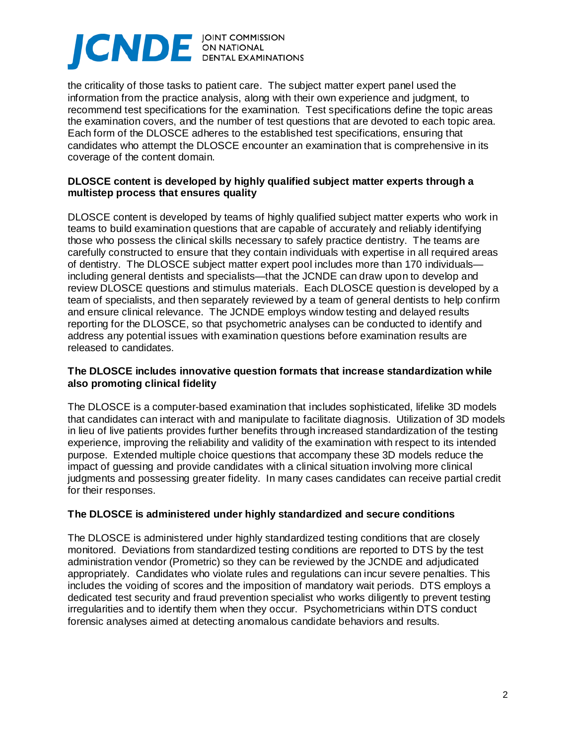the criticality of those tasks to patient care. The subject matter expert panel used the information from the practice analysis, along with their own experience and judgment, to recommend test specifications for the examination. Test specifications define the topic areas the examination covers, and the number of test questions that are devoted to each topic area. Each form of the DLOSCE adheres to the established test specifications, ensuring that candidates who attempt the DLOSCE encounter an examination that is comprehensive in its coverage of the content domain.

**DLOSCE content is developed by highly qualified subject matter experts through a multistep process that ensures quality**

DLOSCE content is developed by teams of highly qualified subject matter experts who work in teams to build examination questions that are capable of accurately and reliably identifying those who possess the clinical skills necessary to safely practice dentistry. The teams are carefully constructed to ensure that they contain individuals with expertise in all required areas of dentistry. The DLOSCE subject matter expert pool includes more than 170 individuals—including general dentists and specialists—that the JCNDE can draw upon to develop and review DLOSCE questions and stimulus materials. Each DLOSCE question is developed by a team of specialists, and then separately reviewed by a team of general dentists to help confirm and ensure clinical relevance. The JCNDE employs window testing and delayed results reporting for the DLOSCE, so that psychometric analyses can be conducted to identify and address any potential issues with examination questions before examination results are released to candidates.

**The DLOSCE includes innovative question formats that increase standardization while also promoting clinical fidelity**

The DLOSCE is a computer-based examination that includes sophisticated, lifelike 3D models that candidates can interact with and manipulate to facilitate diagnosis. Utilization of 3D models in lieu of live patients provides further benefits through increased standardization of the testing experience, improving the reliability and validity of the examination with respect to its intended purpose. Extended multiple choice questions that accompany these 3D models reduce the impact of guessing and provide candidates with a clinical situation involving more clinical judgments and possessing greater fidelity. In many cases candidates can receive partial credit for their responses.

**The DLOSCE is administered under highly standardized and secure conditions**

The DLOSCE is administered under highly standardized testing conditions that are closely monitored. Deviations from standardized testing conditions are reported to DTS by the test administration vendor (Prometric) so they can be reviewed by the JCNDE and adjudicated appropriately. Candidates who violate rules and regulations can incur severe penalties. This includes the voiding of scores and the imposition of mandatory wait periods. DTS employs a dedicated test security and fraud prevention specialist who works diligently to prevent testing irregularities and to identify them when they occur. Psychometricians within DTS conduct forensic analyses aimed at detecting anomalous candidate behaviors and results.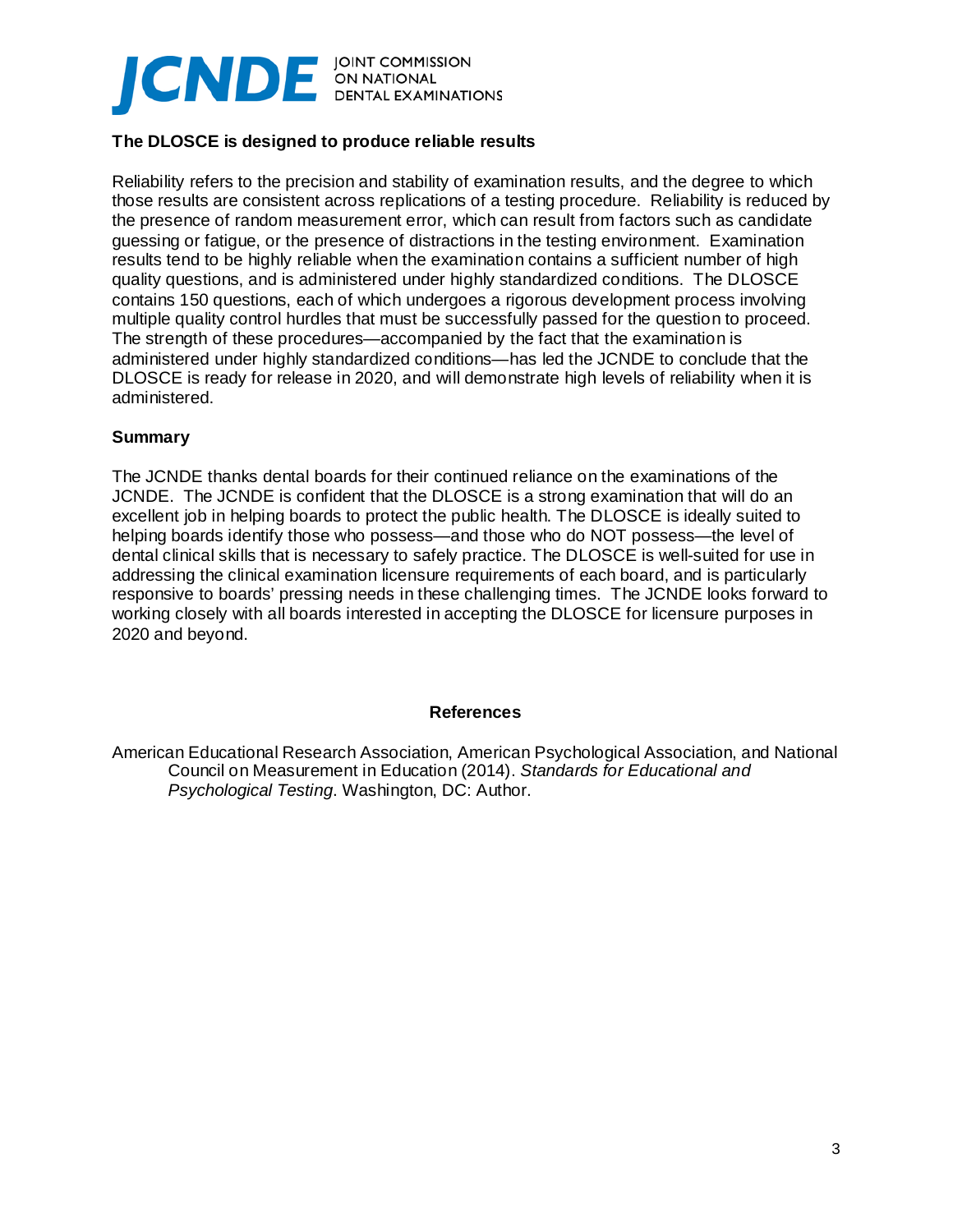JCNDE JOINT COMMISSION ON NATIONAL DENTAL EXAMINATIONS

**The DLOSCE is designed to produce reliable results**

Reliability refers to the precision and stability of examination results, and the degree to which those results are consistent across replications of a testing procedure. Reliability is reduced by the presence of random measurement error, which can result from factors such as candidate guessing or fatigue, or the presence of distractions in the testing environment. Examination results tend to be highly reliable when the examination contains a sufficient number of high quality questions, and is administered under highly standardized conditions. The DLOSCE contains 150 questions, each of which undergoes a rigorous development process involving multiple quality control hurdles that must be successfully passed for the question to proceed. The strength of these procedures—accompanied by the fact that the examination is administered under highly standardized conditions—has led the JCNDE to conclude that the DLOSCE is ready for release in 2020, and will demonstrate high levels of reliability when it is administered.

**Summary**

The JCNDE thanks dental boards for their continued reliance on the examinations of the JCNDE. The JCNDE is confident that the DLOSCE is a strong examination that will do an excellent job in helping boards to protect the public health. The DLOSCE is ideally suited to helping boards identify those who possess—and those who do NOT possess—the level of dental clinical skills that is necessary to safely practice. The DLOSCE is well-suited for use in addressing the clinical examination licensure requirements of each board, and is particularly responsive to boards' pressing needs in these challenging times. The JCNDE looks forward to working closely with all boards interested in accepting the DLOSCE for licensure purposes in 2020 and beyond.

**References**

American Educational Research Association, American Psychological Association, and National Council on Measurement in Education (2014). *Standards for Educational and Psychological Testing*. Washington, DC: Author.